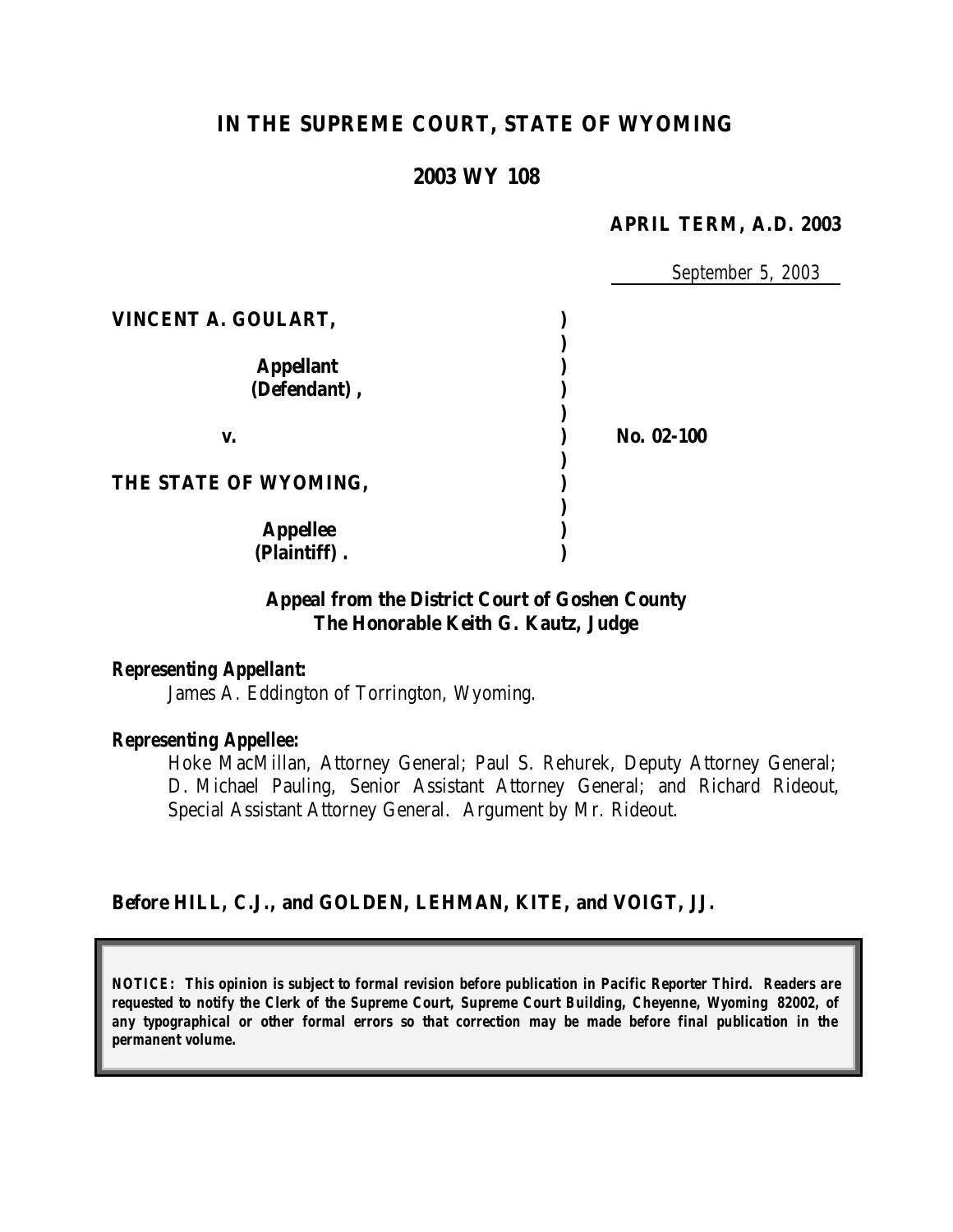# IN THE SUPREME COURT, STATE OF WYOMING

## 2003 WY 108

**APRIL TERM, A.D. 2003**

September 5, 2003

| | | |
|---|---|---|
| **VINCENT A. GOULART,** | | |
| **Appellant (Defendant),** | | |
| **v.** | | **No. 02-100** |
| **THE STATE OF WYOMING,** | | |
| **Appellee (Plaintiff).** | | |

**Appeal from the District Court of Goshen County**
**The Honorable Keith G. Kautz, Judge**

***Representing Appellant:***

James A. Eddington of Torrington, Wyoming.

***Representing Appellee:***

Hoke MacMillan, Attorney General; Paul S. Rehurek, Deputy Attorney General; D. Michael Pauling, Senior Assistant Attorney General; and Richard Rideout, Special Assistant Attorney General. Argument by Mr. Rideout.

**Before HILL, C.J., and GOLDEN, LEHMAN, KITE, and VOIGT, JJ.**

***NOTICE: This opinion is subject to formal revision before publication in Pacific Reporter Third. Readers are requested to notify the Clerk of the Supreme Court, Supreme Court Building, Cheyenne, Wyoming 82002, of any typographical or other formal errors so that correction may be made before final publication in the permanent volume.***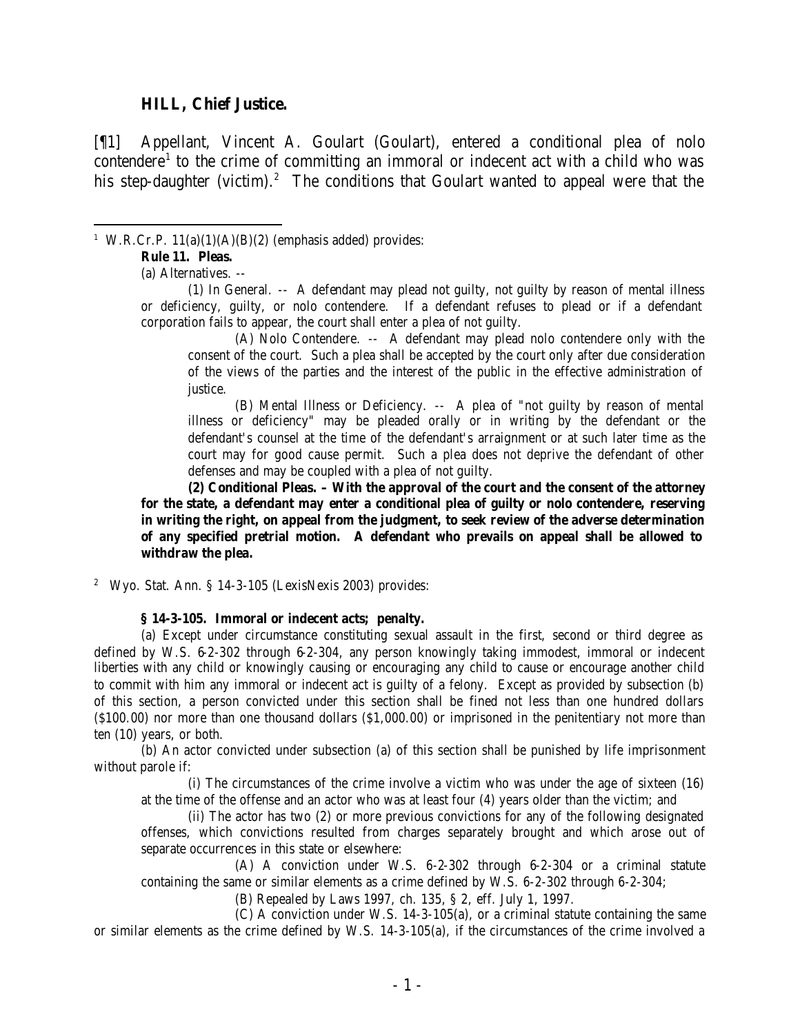**HILL, Chief Justice.**

[¶1] Appellant, Vincent A. Goulart (Goulart), entered a conditional plea of nolo contendere[1] to the crime of committing an immoral or indecent act with a child who was his step-daughter (victim).[2] The conditions that Goulart wanted to appeal were that the

---

[1] W.R.Cr.P. 11(a)(1)(A)(B)(2) (emphasis added) provides:

**Rule 11. Pleas.**

(a) Alternatives. --

(1) In General. -- A defendant may plead not guilty, not guilty by reason of mental illness or deficiency, guilty, or nolo contendere. If a defendant refuses to plead or if a defendant corporation fails to appear, the court shall enter a plea of not guilty.

(A) Nolo Contendere. -- A defendant may plead nolo contendere only with the consent of the court. Such a plea shall be accepted by the court only after due consideration of the views of the parties and the interest of the public in the effective administration of justice.

(B) Mental Illness or Deficiency. -- A plea of "not guilty by reason of mental illness or deficiency" may be pleaded orally or in writing by the defendant or the defendant's counsel at the time of the defendant's arraignment or at such later time as the court may for good cause permit. Such a plea does not deprive the defendant of other defenses and may be coupled with a plea of not guilty.

**(2) Conditional Pleas. – With the approval of the court and the consent of the attorney for the state, a defendant may enter a conditional plea of guilty or nolo contendere, reserving in writing the right, on appeal from the judgment, to seek review of the adverse determination of any specified pretrial motion. A defendant who prevails on appeal shall be allowed to withdraw the plea.**

[2] Wyo. Stat. Ann. § 14-3-105 (LexisNexis 2003) provides:

**§ 14-3-105. Immoral or indecent acts; penalty.**

(a) Except under circumstance constituting sexual assault in the first, second or third degree as defined by W.S. 6-2-302 through 6-2-304, any person knowingly taking immodest, immoral or indecent liberties with any child or knowingly causing or encouraging any child to cause or encourage another child to commit with him any immoral or indecent act is guilty of a felony. Except as provided by subsection (b) of this section, a person convicted under this section shall be fined not less than one hundred dollars ($100.00) nor more than one thousand dollars ($1,000.00) or imprisoned in the penitentiary not more than ten (10) years, or both.

(b) An actor convicted under subsection (a) of this section shall be punished by life imprisonment without parole if:

(i) The circumstances of the crime involve a victim who was under the age of sixteen (16) at the time of the offense and an actor who was at least four (4) years older than the victim; and

(ii) The actor has two (2) or more previous convictions for any of the following designated offenses, which convictions resulted from charges separately brought and which arose out of separate occurrences in this state or elsewhere:

(A) A conviction under W.S. 6-2-302 through 6-2-304 or a criminal statute containing the same or similar elements as a crime defined by W.S. 6-2-302 through 6-2-304;

(B) Repealed by Laws 1997, ch. 135, § 2, eff. July 1, 1997.

(C) A conviction under W.S. 14-3-105(a), or a criminal statute containing the same or similar elements as the crime defined by W.S. 14-3-105(a), if the circumstances of the crime involved a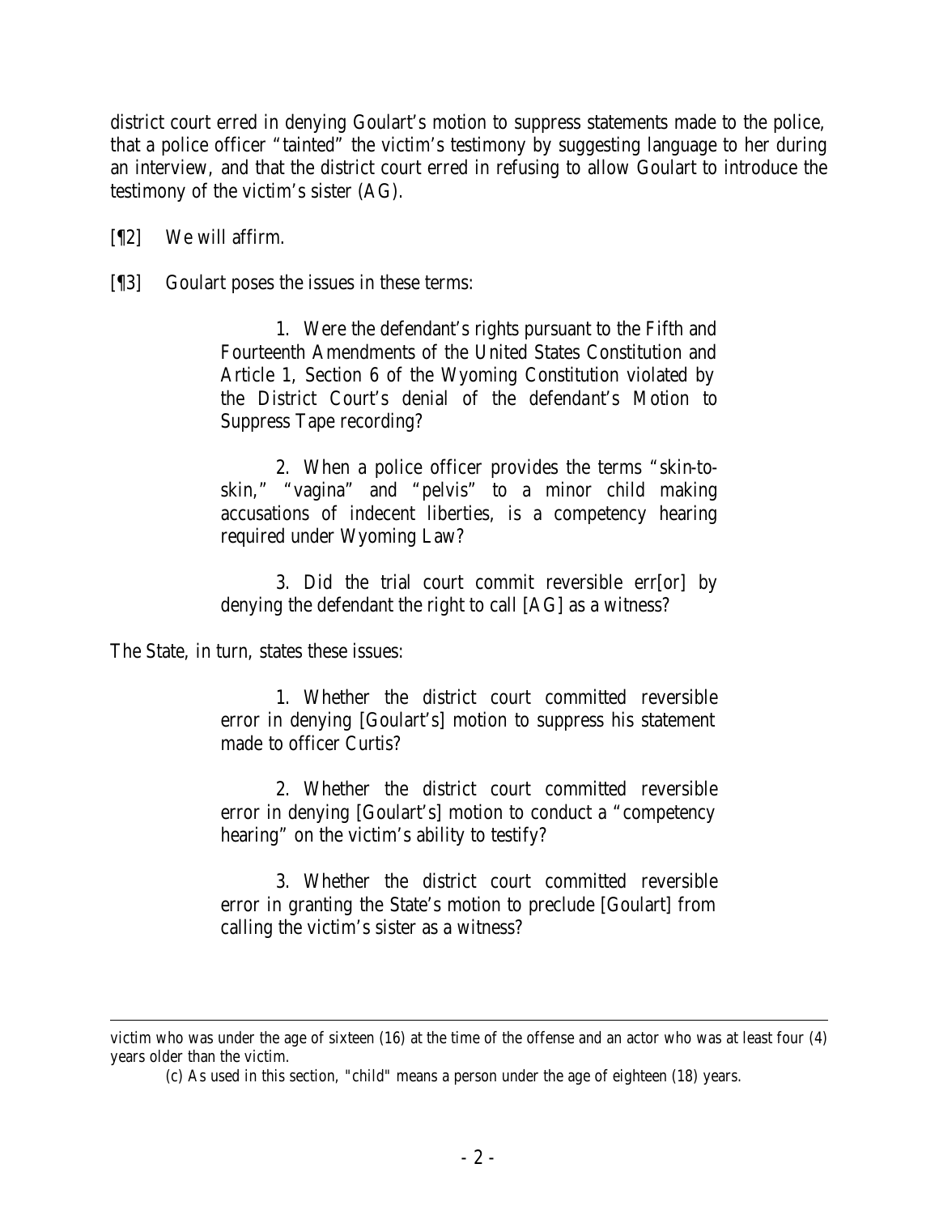district court erred in denying Goulart's motion to suppress statements made to the police, that a police officer "tainted" the victim's testimony by suggesting language to her during an interview, and that the district court erred in refusing to allow Goulart to introduce the testimony of the victim's sister (AG).

[¶2] We will affirm.

[¶3] Goulart poses the issues in these terms:

> 1. Were the defendant's rights pursuant to the Fifth and Fourteenth Amendments of the United States Constitution and Article 1, Section 6 of the Wyoming Constitution violated by the District Court's denial of the defendant's Motion to Suppress Tape recording?
>
> 2. When a police officer provides the terms "skin-to-skin," "vagina" and "pelvis" to a minor child making accusations of indecent liberties, is a competency hearing required under Wyoming Law?
>
> 3. Did the trial court commit reversible err[or] by denying the defendant the right to call [AG] as a witness?

The State, in turn, states these issues:

> 1. Whether the district court committed reversible error in denying [Goulart's] motion to suppress his statement made to officer Curtis?
>
> 2. Whether the district court committed reversible error in denying [Goulart's] motion to conduct a "competency hearing" on the victim's ability to testify?
>
> 3. Whether the district court committed reversible error in granting the State's motion to preclude [Goulart] from calling the victim's sister as a witness?

---

victim who was under the age of sixteen (16) at the time of the offense and an actor who was at least four (4) years older than the victim.

(c) As used in this section, "child" means a person under the age of eighteen (18) years.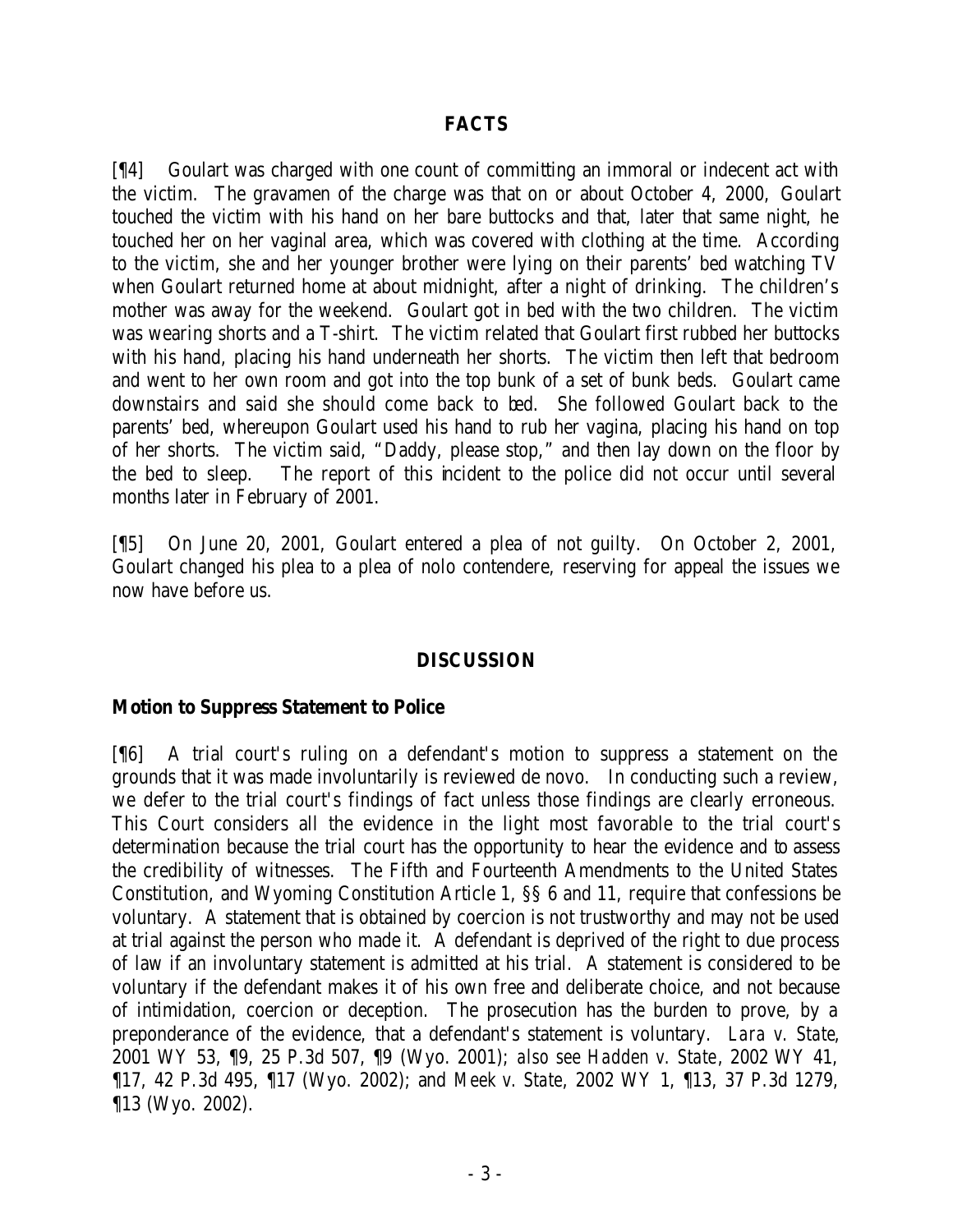## FACTS

[¶4] Goulart was charged with one count of committing an immoral or indecent act with the victim. The gravamen of the charge was that on or about October 4, 2000, Goulart touched the victim with his hand on her bare buttocks and that, later that same night, he touched her on her vaginal area, which was covered with clothing at the time. According to the victim, she and her younger brother were lying on their parents' bed watching TV when Goulart returned home at about midnight, after a night of drinking. The children's mother was away for the weekend. Goulart got in bed with the two children. The victim was wearing shorts and a T-shirt. The victim related that Goulart first rubbed her buttocks with his hand, placing his hand underneath her shorts. The victim then left that bedroom and went to her own room and got into the top bunk of a set of bunk beds. Goulart came downstairs and said she should come back to bed. She followed Goulart back to the parents' bed, whereupon Goulart used his hand to rub her vagina, placing his hand on top of her shorts. The victim said, "Daddy, please stop," and then lay down on the floor by the bed to sleep. The report of this incident to the police did not occur until several months later in February of 2001.

[¶5] On June 20, 2001, Goulart entered a plea of not guilty. On October 2, 2001, Goulart changed his plea to a plea of nolo contendere, reserving for appeal the issues we now have before us.

## DISCUSSION

### Motion to Suppress Statement to Police

[¶6] A trial court's ruling on a defendant's motion to suppress a statement on the grounds that it was made involuntarily is reviewed de novo. In conducting such a review, we defer to the trial court's findings of fact unless those findings are clearly erroneous. This Court considers all the evidence in the light most favorable to the trial court's determination because the trial court has the opportunity to hear the evidence and to assess the credibility of witnesses. The Fifth and Fourteenth Amendments to the United States Constitution, and Wyoming Constitution Article 1, §§ 6 and 11, require that confessions be voluntary. A statement that is obtained by coercion is not trustworthy and may not be used at trial against the person who made it. A defendant is deprived of the right to due process of law if an involuntary statement is admitted at his trial. A statement is considered to be voluntary if the defendant makes it of his own free and deliberate choice, and not because of intimidation, coercion or deception. The prosecution has the burden to prove, by a preponderance of the evidence, that a defendant's statement is voluntary. *Lara v. State*, 2001 WY 53, ¶9, 25 P.3d 507, ¶9 (Wyo. 2001); *also see Hadden v. State*, 2002 WY 41, ¶17, 42 P.3d 495, ¶17 (Wyo. 2002); and *Meek v. State*, 2002 WY 1, ¶13, 37 P.3d 1279, ¶13 (Wyo. 2002).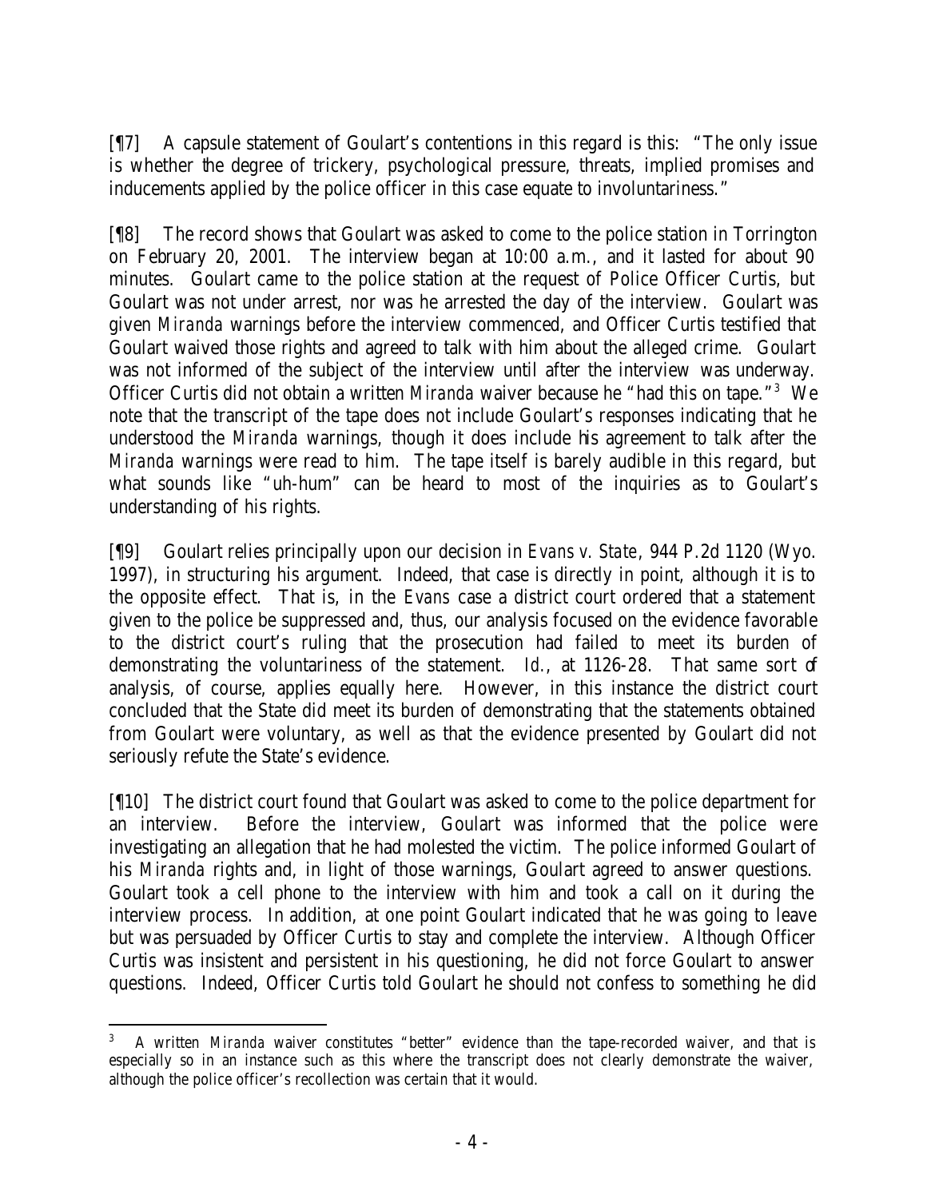[¶7] A capsule statement of Goulart's contentions in this regard is this: "The only issue is whether the degree of trickery, psychological pressure, threats, implied promises and inducements applied by the police officer in this case equate to involuntariness."

[¶8] The record shows that Goulart was asked to come to the police station in Torrington on February 20, 2001. The interview began at 10:00 a.m., and it lasted for about 90 minutes. Goulart came to the police station at the request of Police Officer Curtis, but Goulart was not under arrest, nor was he arrested the day of the interview. Goulart was given *Miranda* warnings before the interview commenced, and Officer Curtis testified that Goulart waived those rights and agreed to talk with him about the alleged crime. Goulart was not informed of the subject of the interview until after the interview was underway. Officer Curtis did not obtain a written *Miranda* waiver because he "had this on tape."[3] We note that the transcript of the tape does not include Goulart's responses indicating that he understood the *Miranda* warnings, though it does include his agreement to talk after the *Miranda* warnings were read to him. The tape itself is barely audible in this regard, but what sounds like "uh-hum" can be heard to most of the inquiries as to Goulart's understanding of his rights.

[¶9] Goulart relies principally upon our decision in *Evans v. State*, 944 P.2d 1120 (Wyo. 1997), in structuring his argument. Indeed, that case is directly in point, although it is to the opposite effect. That is, in the *Evans* case a district court ordered that a statement given to the police be suppressed and, thus, our analysis focused on the evidence favorable to the district court's ruling that the prosecution had failed to meet its burden of demonstrating the voluntariness of the statement. *Id.*, at 1126-28. That same sort of analysis, of course, applies equally here. However, in this instance the district court concluded that the State did meet its burden of demonstrating that the statements obtained from Goulart were voluntary, as well as that the evidence presented by Goulart did not seriously refute the State's evidence.

[¶10] The district court found that Goulart was asked to come to the police department for an interview. Before the interview, Goulart was informed that the police were investigating an allegation that he had molested the victim. The police informed Goulart of his *Miranda* rights and, in light of those warnings, Goulart agreed to answer questions. Goulart took a cell phone to the interview with him and took a call on it during the interview process. In addition, at one point Goulart indicated that he was going to leave but was persuaded by Officer Curtis to stay and complete the interview. Although Officer Curtis was insistent and persistent in his questioning, he did not force Goulart to answer questions. Indeed, Officer Curtis told Goulart he should not confess to something he did

---

[3] A written *Miranda* waiver constitutes "better" evidence than the tape-recorded waiver, and that is especially so in an instance such as this where the transcript does not clearly demonstrate the waiver, although the police officer's recollection was certain that it would.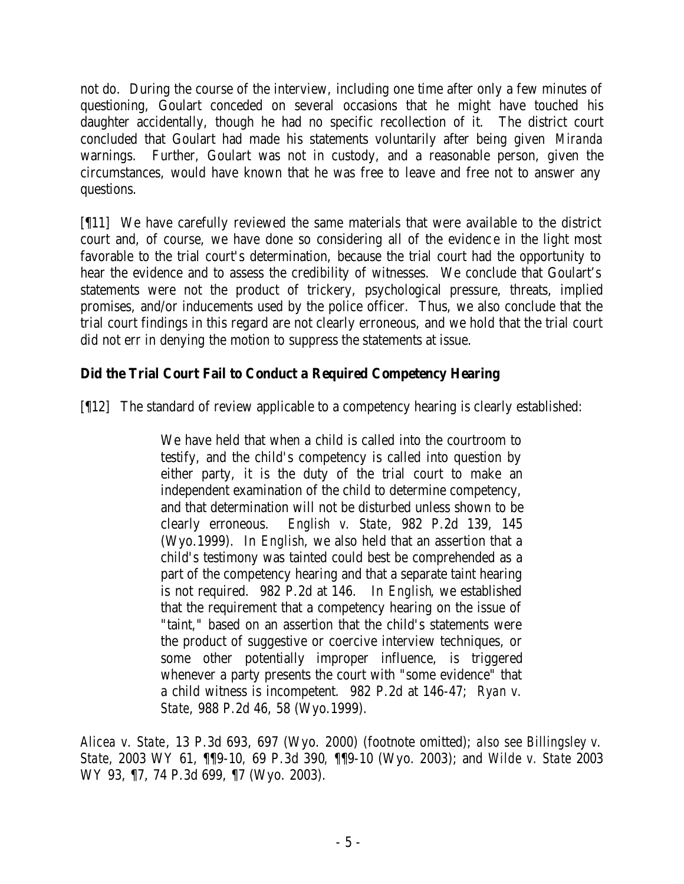not do. During the course of the interview, including one time after only a few minutes of questioning, Goulart conceded on several occasions that he might have touched his daughter accidentally, though he had no specific recollection of it. The district court concluded that Goulart had made his statements voluntarily after being given *Miranda* warnings. Further, Goulart was not in custody, and a reasonable person, given the circumstances, would have known that he was free to leave and free not to answer any questions.

[¶11] We have carefully reviewed the same materials that were available to the district court and, of course, we have done so considering all of the evidence in the light most favorable to the trial court's determination, because the trial court had the opportunity to hear the evidence and to assess the credibility of witnesses. We conclude that Goulart's statements were not the product of trickery, psychological pressure, threats, implied promises, and/or inducements used by the police officer. Thus, we also conclude that the trial court findings in this regard are not clearly erroneous, and we hold that the trial court did not err in denying the motion to suppress the statements at issue.

### Did the Trial Court Fail to Conduct a Required Competency Hearing

[¶12] The standard of review applicable to a competency hearing is clearly established:

> We have held that when a child is called into the courtroom to testify, and the child's competency is called into question by either party, it is the duty of the trial court to make an independent examination of the child to determine competency, and that determination will not be disturbed unless shown to be clearly erroneous. *English v. State*, 982 P.2d 139, 145 (Wyo.1999). In *English*, we also held that an assertion that a child's testimony was tainted could best be comprehended as a part of the competency hearing and that a separate taint hearing is not required. 982 P.2d at 146. In *English*, we established that the requirement that a competency hearing on the issue of "taint," based on an assertion that the child's statements were the product of suggestive or coercive interview techniques, or some other potentially improper influence, is triggered whenever a party presents the court with "some evidence" that a child witness is incompetent. 982 P.2d at 146-47; *Ryan v. State*, 988 P.2d 46, 58 (Wyo.1999).

*Alicea v. State*, 13 P.3d 693, 697 (Wyo. 2000) (footnote omitted); *also see Billingsley v. State*, 2003 WY 61, ¶¶9-10, 69 P.3d 390, ¶¶9-10 (Wyo. 2003); and *Wilde v. State* 2003 WY 93, ¶7, 74 P.3d 699, ¶7 (Wyo. 2003).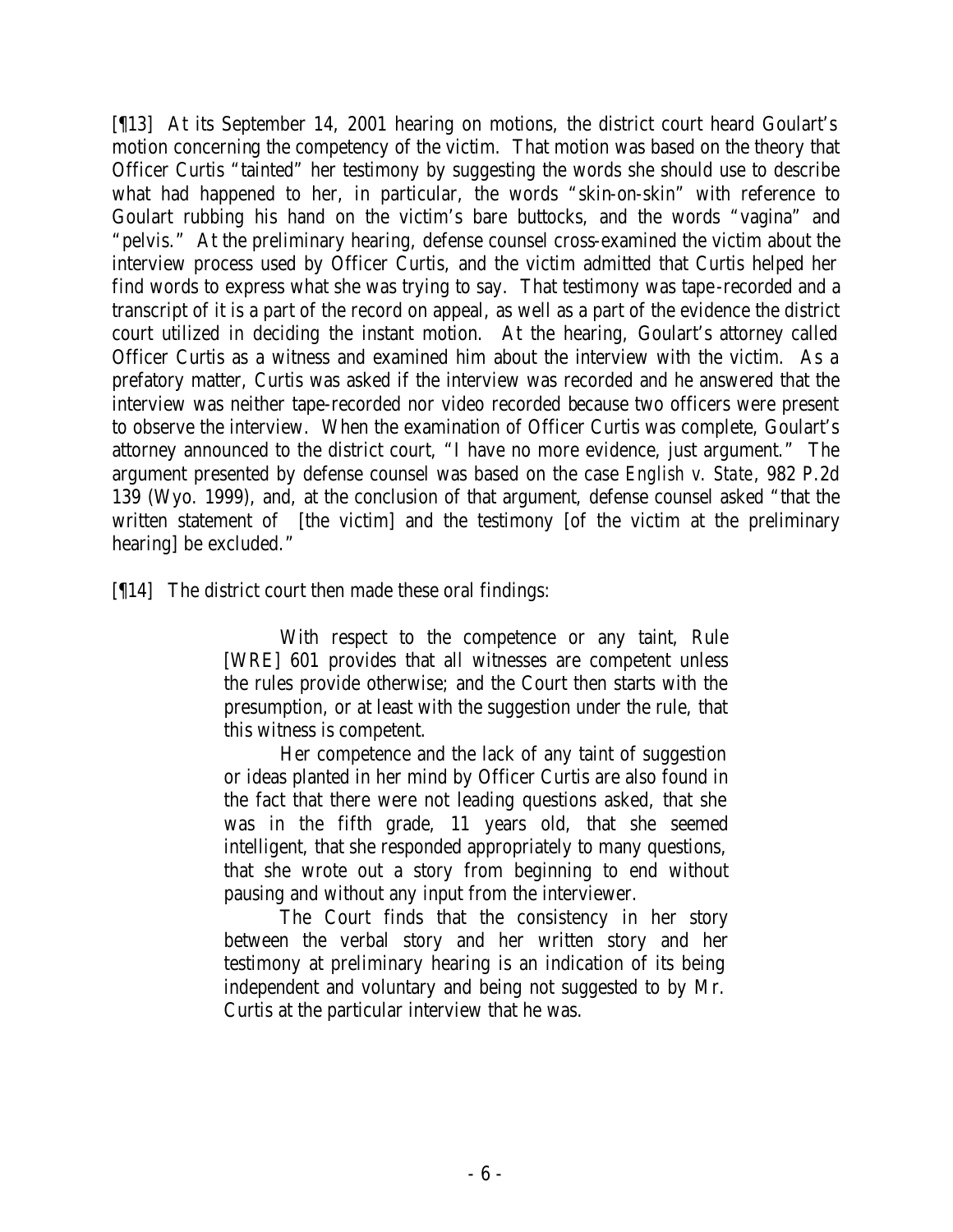[¶13] At its September 14, 2001 hearing on motions, the district court heard Goulart's motion concerning the competency of the victim. That motion was based on the theory that Officer Curtis "tainted" her testimony by suggesting the words she should use to describe what had happened to her, in particular, the words "skin-on-skin" with reference to Goulart rubbing his hand on the victim's bare buttocks, and the words "vagina" and "pelvis." At the preliminary hearing, defense counsel cross-examined the victim about the interview process used by Officer Curtis, and the victim admitted that Curtis helped her find words to express what she was trying to say. That testimony was tape-recorded and a transcript of it is a part of the record on appeal, as well as a part of the evidence the district court utilized in deciding the instant motion. At the hearing, Goulart's attorney called Officer Curtis as a witness and examined him about the interview with the victim. As a prefatory matter, Curtis was asked if the interview was recorded and he answered that the interview was neither tape-recorded nor video recorded because two officers were present to observe the interview. When the examination of Officer Curtis was complete, Goulart's attorney announced to the district court, "I have no more evidence, just argument." The argument presented by defense counsel was based on the case *English v. State*, 982 P.2d 139 (Wyo. 1999), and, at the conclusion of that argument, defense counsel asked "that the written statement of [the victim] and the testimony [of the victim at the preliminary hearing] be excluded."

[¶14] The district court then made these oral findings:

> With respect to the competence or any taint, Rule [WRE] 601 provides that all witnesses are competent unless the rules provide otherwise; and the Court then starts with the presumption, or at least with the suggestion under the rule, that this witness is competent.
>
> Her competence and the lack of any taint of suggestion or ideas planted in her mind by Officer Curtis are also found in the fact that there were not leading questions asked, that she was in the fifth grade, 11 years old, that she seemed intelligent, that she responded appropriately to many questions, that she wrote out a story from beginning to end without pausing and without any input from the interviewer.
>
> The Court finds that the consistency in her story between the verbal story and her written story and her testimony at preliminary hearing is an indication of its being independent and voluntary and being not suggested to by Mr. Curtis at the particular interview that he was.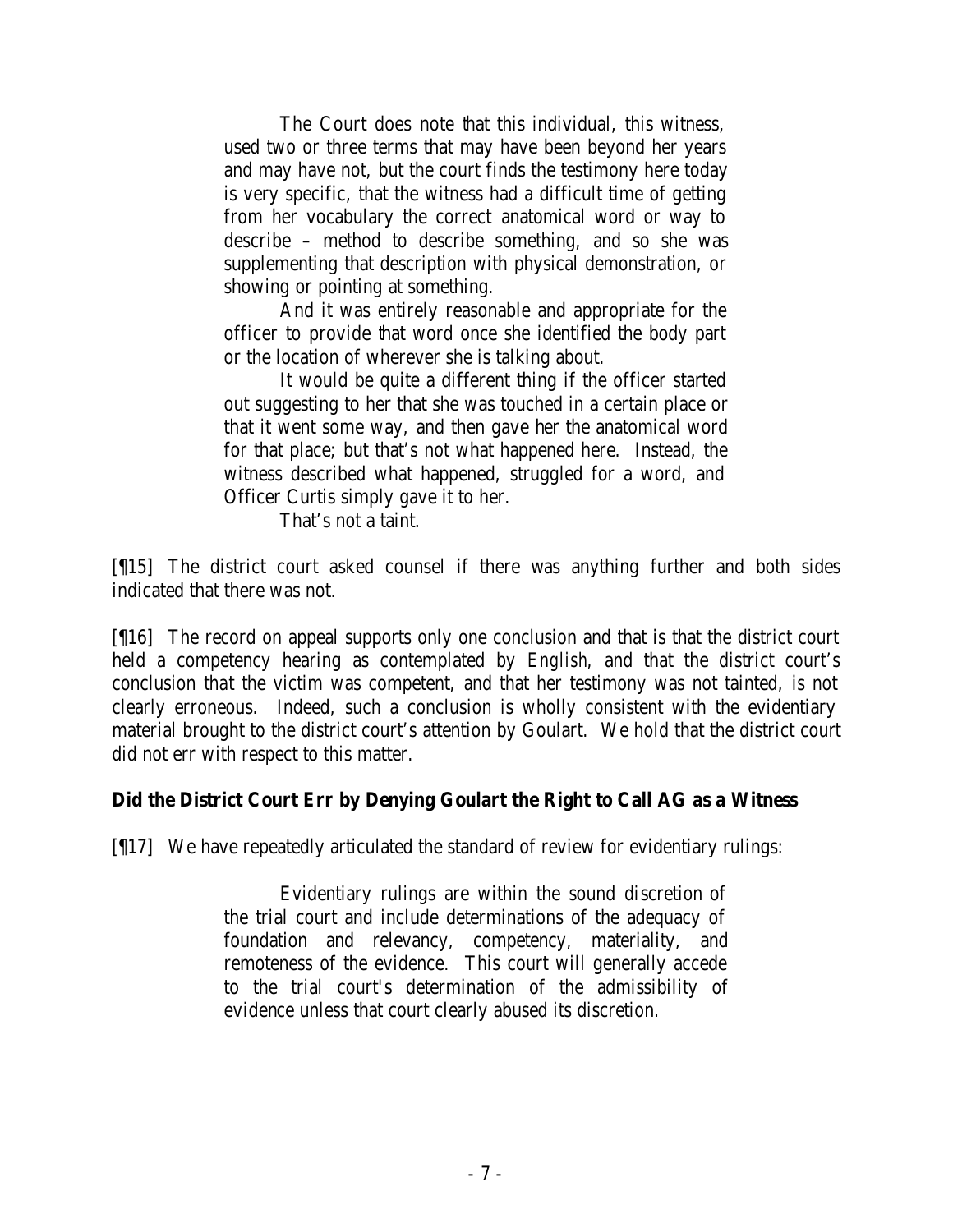> The Court does note that this individual, this witness, used two or three terms that may have been beyond her years and may have not, but the court finds the testimony here today is very specific, that the witness had a difficult time of getting from her vocabulary the correct anatomical word or way to describe – method to describe something, and so she was supplementing that description with physical demonstration, or showing or pointing at something.
>
> And it was entirely reasonable and appropriate for the officer to provide that word once she identified the body part or the location of wherever she is talking about.
>
> It would be quite a different thing if the officer started out suggesting to her that she was touched in a certain place or that it went some way, and then gave her the anatomical word for that place; but that's not what happened here. Instead, the witness described what happened, struggled for a word, and Officer Curtis simply gave it to her.
>
> That's not a taint.

[¶15] The district court asked counsel if there was anything further and both sides indicated that there was not.

[¶16] The record on appeal supports only one conclusion and that is that the district court held a competency hearing as contemplated by *English*, and that the district court's conclusion that the victim was competent, and that her testimony was not tainted, is not clearly erroneous. Indeed, such a conclusion is wholly consistent with the evidentiary material brought to the district court's attention by Goulart. We hold that the district court did not err with respect to this matter.

**Did the District Court Err by Denying Goulart the Right to Call AG as a Witness**

[¶17] We have repeatedly articulated the standard of review for evidentiary rulings:

> Evidentiary rulings are within the sound discretion of the trial court and include determinations of the adequacy of foundation and relevancy, competency, materiality, and remoteness of the evidence. This court will generally accede to the trial court's determination of the admissibility of evidence unless that court clearly abused its discretion.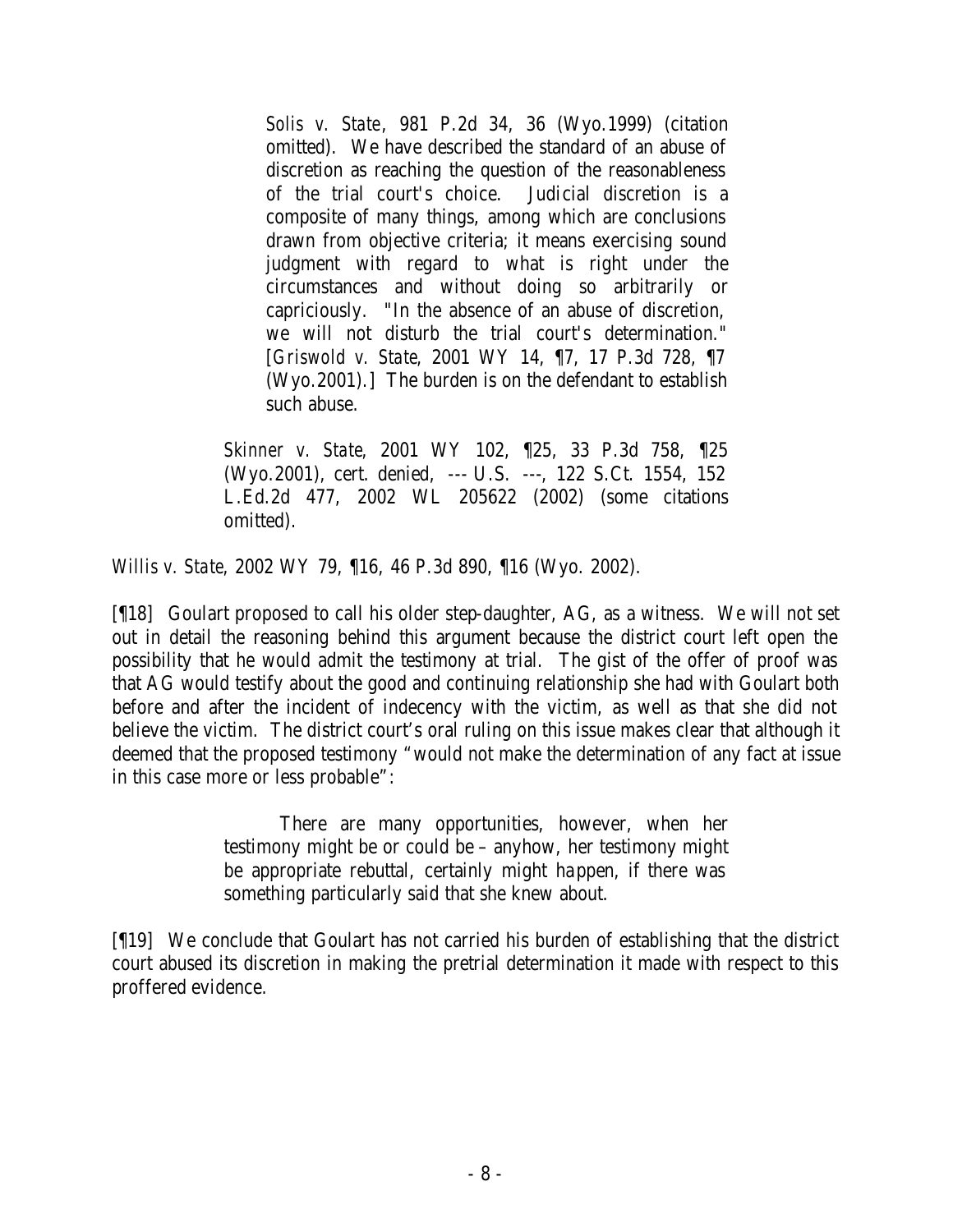> > *Solis v. State*, 981 P.2d 34, 36 (Wyo.1999) (citation omitted). We have described the standard of an abuse of discretion as reaching the question of the reasonableness of the trial court's choice. Judicial discretion is a composite of many things, among which are conclusions drawn from objective criteria; it means exercising sound judgment with regard to what is right under the circumstances and without doing so arbitrarily or capriciously. "In the absence of an abuse of discretion, we will not disturb the trial court's determination." [*Griswold v. State*, 2001 WY 14, ¶7, 17 P.3d 728, ¶7 (Wyo.2001).] The burden is on the defendant to establish such abuse.
>
> *Skinner v. State*, 2001 WY 102, ¶25, 33 P.3d 758, ¶25 (Wyo.2001), cert. denied, --- U.S. ---, 122 S.Ct. 1554, 152 L.Ed.2d 477, 2002 WL 205622 (2002) (some citations omitted).

*Willis v. State*, 2002 WY 79, ¶16, 46 P.3d 890, ¶16 (Wyo. 2002).

[¶18] Goulart proposed to call his older step-daughter, AG, as a witness. We will not set out in detail the reasoning behind this argument because the district court left open the possibility that he would admit the testimony at trial. The gist of the offer of proof was that AG would testify about the good and continuing relationship she had with Goulart both before and after the incident of indecency with the victim, as well as that she did not believe the victim. The district court's oral ruling on this issue makes clear that although it deemed that the proposed testimony "would not make the determination of any fact at issue in this case more or less probable":

> There are many opportunities, however, when her testimony might be or could be – anyhow, her testimony might be appropriate rebuttal, certainly might happen, if there was something particularly said that she knew about.

[¶19] We conclude that Goulart has not carried his burden of establishing that the district court abused its discretion in making the pretrial determination it made with respect to this proffered evidence.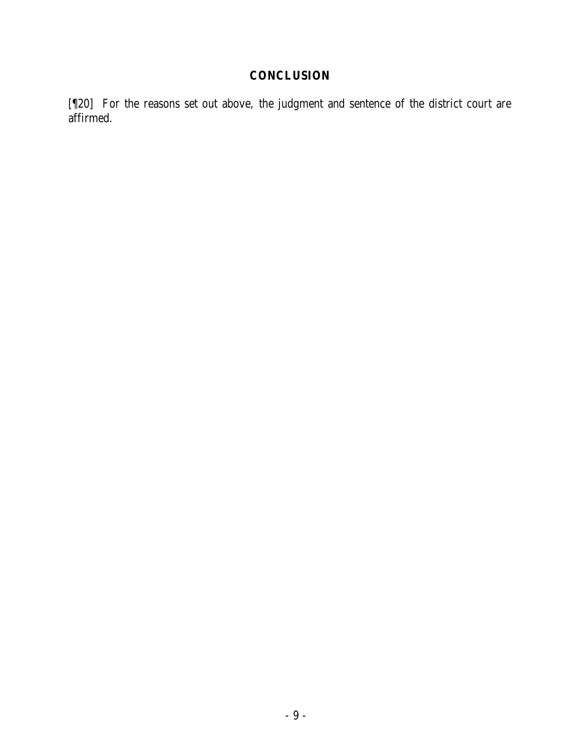## CONCLUSION

[¶20] For the reasons set out above, the judgment and sentence of the district court are affirmed.